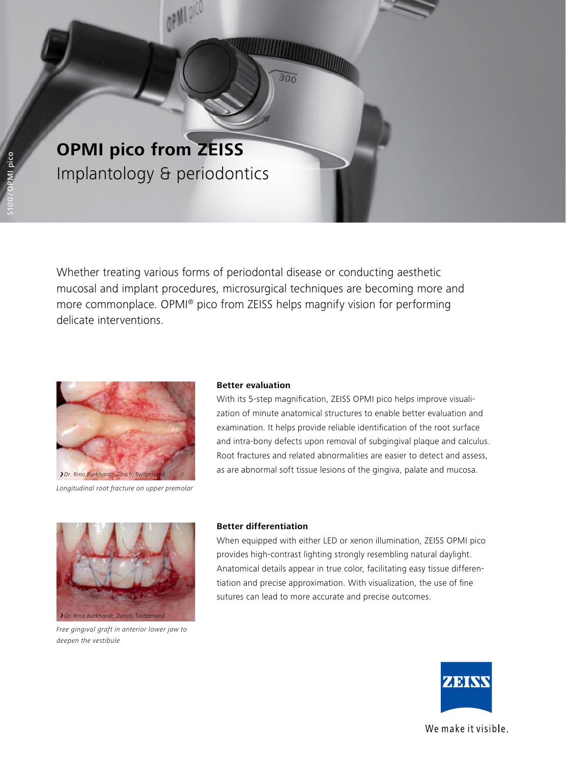# OPMI pico from ZEISS

## Implantology & periodontics

Whether treating various forms of periodontal disease or conducting aesthetic mucosal and implant procedures, microsurgical techniques are becoming more and more commonplace. OPMI® pico from ZEISS helps magnify vision for performing delicate interventions.

› Dr. Rino Burkhardt, Zurich, Switzerland

*Longitudinal root fracture on upper premolar*

### Better evaluation

With its 5-step magnification, ZEISS OPMI pico helps improve visualization of minute anatomical structures to enable better evaluation and examination. It helps provide reliable identification of the root surface and intra-bony defects upon removal of subgingival plaque and calculus. Root fractures and related abnormalities are easier to detect and assess, as are abnormal soft tissue lesions of the gingiva, palate and mucosa.

› Dr. Rino Burkhardt, Zurich, Switzerland

*Free gingival graft in anterior lower jaw to deepen the vestibule*

### Better differentiation

When equipped with either LED or xenon illumination, ZEISS OPMI pico provides high-contrast lighting strongly resembling natural daylight. Anatomical details appear in true color, facilitating easy tissue differentiation and precise approximation. With visualization, the use of fine sutures can lead to more accurate and precise outcomes.

ZEISS

We make it visible.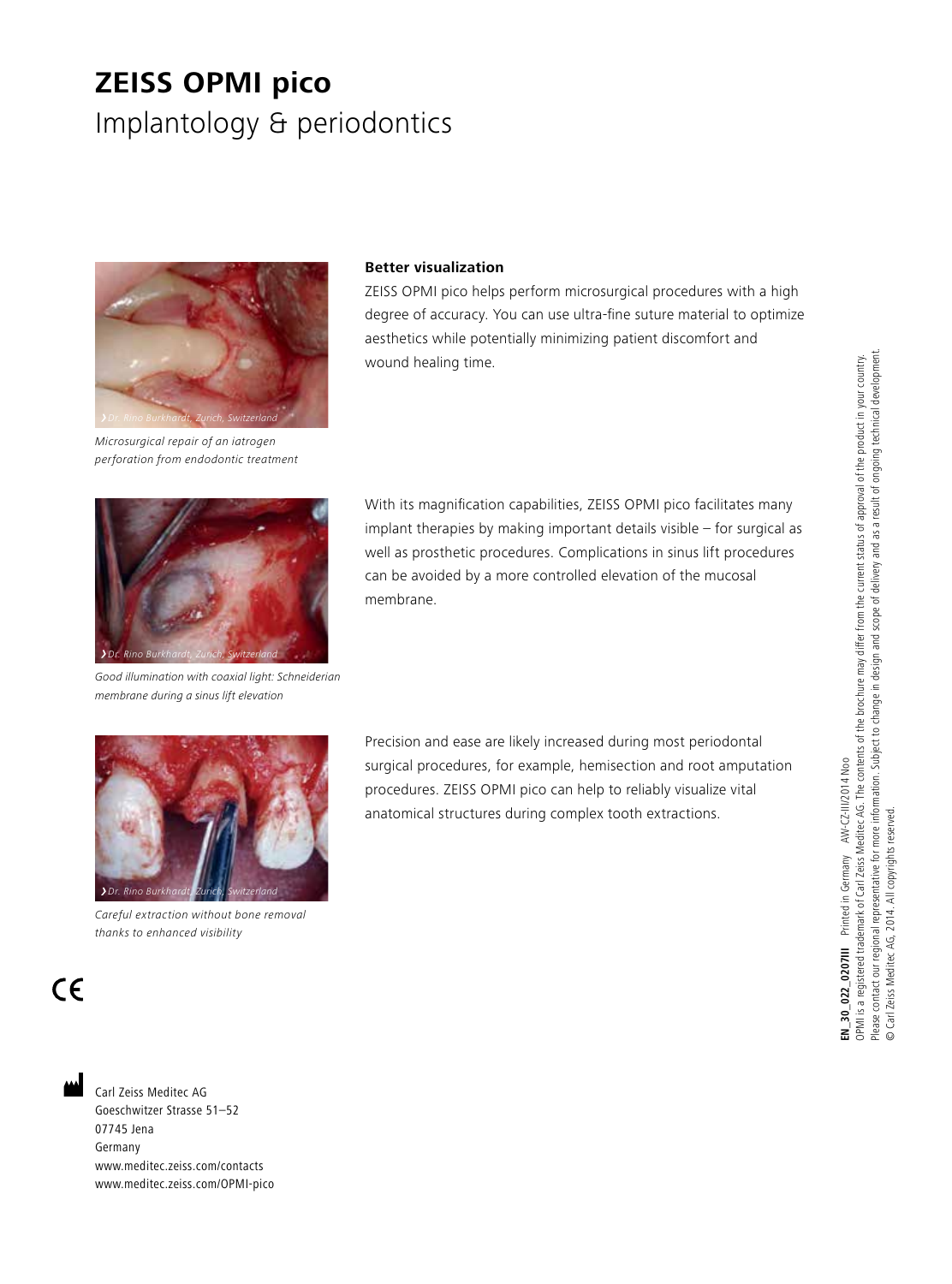# ZEISS OPMI pico

## Implantology & periodontics

Microsurgical repair of an iatrogen perforation from endodontic treatment

### Better visualization

ZEISS OPMI pico helps perform microsurgical procedures with a high degree of accuracy. You can use ultra-fine suture material to optimize aesthetics while potentially minimizing patient discomfort and wound healing time.

Good illumination with coaxial light: Schneiderian membrane during a sinus lift elevation

With its magnification capabilities, ZEISS OPMI pico facilitates many implant therapies by making important details visible – for surgical as well as prosthetic procedures. Complications in sinus lift procedures can be avoided by a more controlled elevation of the mucosal membrane.

Careful extraction without bone removal thanks to enhanced visibility

Precision and ease are likely increased during most periodontal surgical procedures, for example, hemisection and root amputation procedures. ZEISS OPMI pico can help to reliably visualize vital anatomical structures during complex tooth extractions.

CE

Carl Zeiss Meditec AG
Goeschwitzer Strasse 51–52
07745 Jena
Germany
www.meditec.zeiss.com/contacts
www.meditec.zeiss.com/OPMI-pico

**EN_30_022_0207III** Printed in Germany AW-CZ-III/2014 Noo
OPMI is a registered trademark of Carl Zeiss Meditec AG. The contents of the brochure may differ from the current status of approval of the product in your country. Please contact our regional representative for more information. Subject to change in design and scope of delivery and as a result of ongoing technical development.
© Carl Zeiss Meditec AG, 2014. All copyrights reserved.